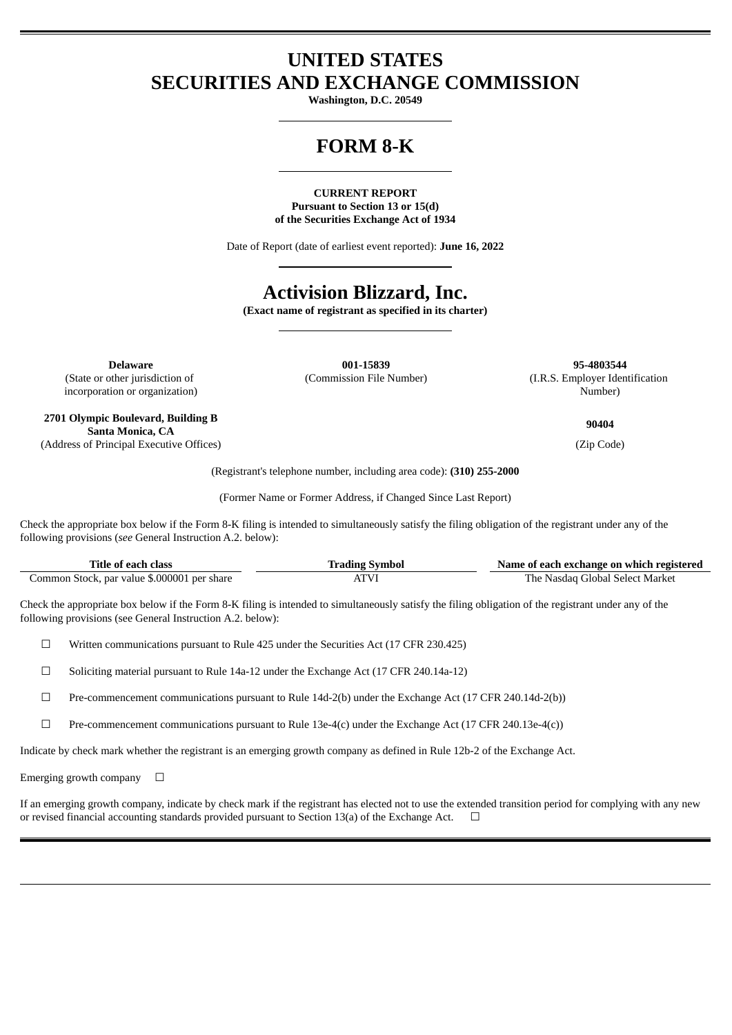# UNITED STATES
# SECURITIES AND EXCHANGE COMMISSION

**Washington, D.C. 20549**

# FORM 8-K

**CURRENT REPORT**
**Pursuant to Section 13 or 15(d)**
**of the Securities Exchange Act of 1934**

Date of Report (date of earliest event reported): **June 16, 2022**

# Activision Blizzard, Inc.

**(Exact name of registrant as specified in its charter)**

| **Delaware** | **001-15839** | **95-4803544** |
|---|---|---|
| (State or other jurisdiction of incorporation or organization) | (Commission File Number) | (I.R.S. Employer Identification Number) |

| **2701 Olympic Boulevard, Building B Santa Monica, CA** | **90404** |
|---|---|
| (Address of Principal Executive Offices) | (Zip Code) |

(Registrant's telephone number, including area code): **(310) 255-2000**

(Former Name or Former Address, if Changed Since Last Report)

Check the appropriate box below if the Form 8-K filing is intended to simultaneously satisfy the filing obligation of the registrant under any of the following provisions (*see* General Instruction A.2. below):

| Title of each class | Trading Symbol | Name of each exchange on which registered |
|---|---|---|
| Common Stock, par value $.000001 per share | ATVI | The Nasdaq Global Select Market |

Check the appropriate box below if the Form 8-K filing is intended to simultaneously satisfy the filing obligation of the registrant under any of the following provisions (see General Instruction A.2. below):

☐ Written communications pursuant to Rule 425 under the Securities Act (17 CFR 230.425)

☐ Soliciting material pursuant to Rule 14a-12 under the Exchange Act (17 CFR 240.14a-12)

☐ Pre-commencement communications pursuant to Rule 14d-2(b) under the Exchange Act (17 CFR 240.14d-2(b))

☐ Pre-commencement communications pursuant to Rule 13e-4(c) under the Exchange Act (17 CFR 240.13e-4(c))

Indicate by check mark whether the registrant is an emerging growth company as defined in Rule 12b-2 of the Exchange Act.

Emerging growth company ☐

If an emerging growth company, indicate by check mark if the registrant has elected not to use the extended transition period for complying with any new or revised financial accounting standards provided pursuant to Section 13(a) of the Exchange Act. ☐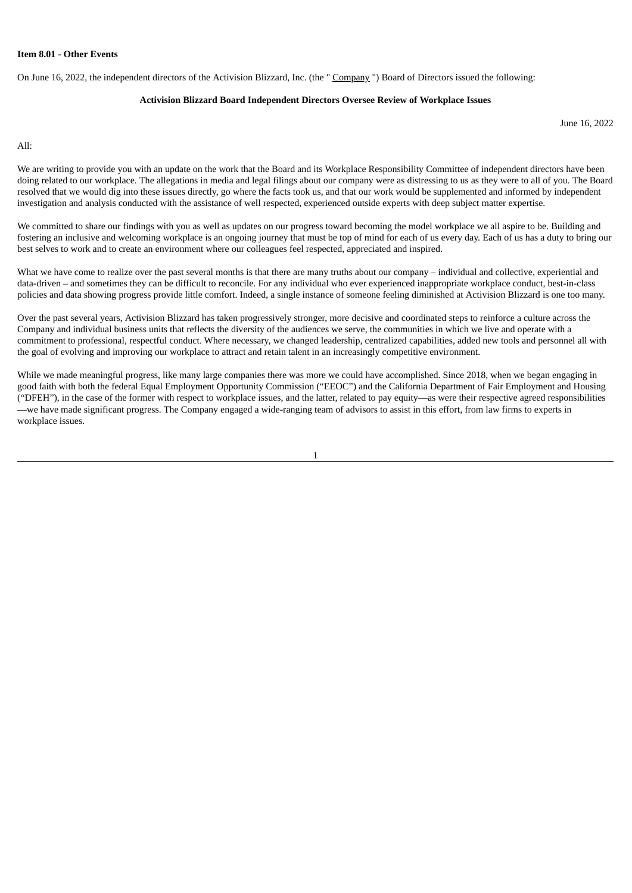**Item 8.01 - Other Events**

On June 16, 2022, the independent directors of the Activision Blizzard, Inc. (the " Company ") Board of Directors issued the following:

**Activision Blizzard Board Independent Directors Oversee Review of Workplace Issues**

June 16, 2022

All:

We are writing to provide you with an update on the work that the Board and its Workplace Responsibility Committee of independent directors have been doing related to our workplace. The allegations in media and legal filings about our company were as distressing to us as they were to all of you. The Board resolved that we would dig into these issues directly, go where the facts took us, and that our work would be supplemented and informed by independent investigation and analysis conducted with the assistance of well respected, experienced outside experts with deep subject matter expertise.

We committed to share our findings with you as well as updates on our progress toward becoming the model workplace we all aspire to be. Building and fostering an inclusive and welcoming workplace is an ongoing journey that must be top of mind for each of us every day. Each of us has a duty to bring our best selves to work and to create an environment where our colleagues feel respected, appreciated and inspired.

What we have come to realize over the past several months is that there are many truths about our company – individual and collective, experiential and data-driven – and sometimes they can be difficult to reconcile. For any individual who ever experienced inappropriate workplace conduct, best-in-class policies and data showing progress provide little comfort. Indeed, a single instance of someone feeling diminished at Activision Blizzard is one too many.

Over the past several years, Activision Blizzard has taken progressively stronger, more decisive and coordinated steps to reinforce a culture across the Company and individual business units that reflects the diversity of the audiences we serve, the communities in which we live and operate with a commitment to professional, respectful conduct. Where necessary, we changed leadership, centralized capabilities, added new tools and personnel all with the goal of evolving and improving our workplace to attract and retain talent in an increasingly competitive environment.

While we made meaningful progress, like many large companies there was more we could have accomplished. Since 2018, when we began engaging in good faith with both the federal Equal Employment Opportunity Commission ("EEOC") and the California Department of Fair Employment and Housing ("DFEH"), in the case of the former with respect to workplace issues, and the latter, related to pay equity—as were their respective agreed responsibilities—we have made significant progress. The Company engaged a wide-ranging team of advisors to assist in this effort, from law firms to experts in workplace issues.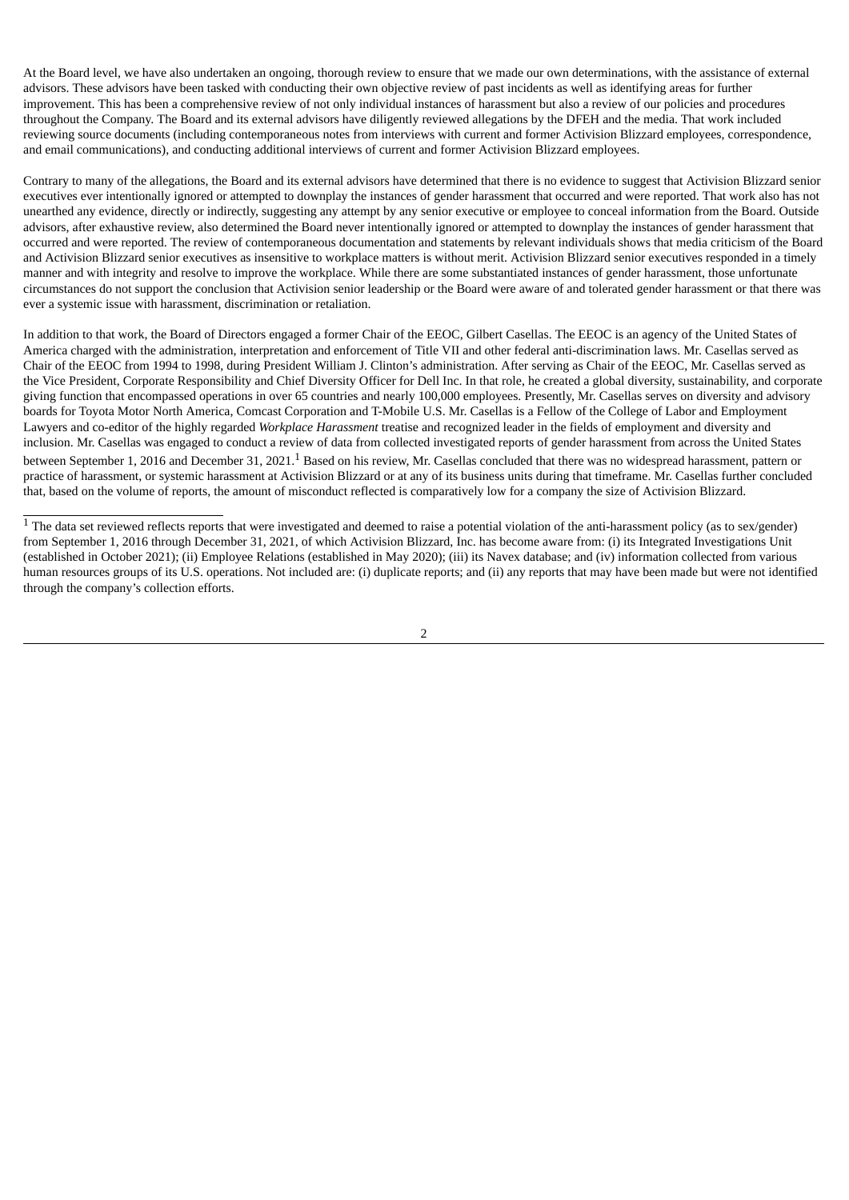At the Board level, we have also undertaken an ongoing, thorough review to ensure that we made our own determinations, with the assistance of external advisors. These advisors have been tasked with conducting their own objective review of past incidents as well as identifying areas for further improvement. This has been a comprehensive review of not only individual instances of harassment but also a review of our policies and procedures throughout the Company. The Board and its external advisors have diligently reviewed allegations by the DFEH and the media. That work included reviewing source documents (including contemporaneous notes from interviews with current and former Activision Blizzard employees, correspondence, and email communications), and conducting additional interviews of current and former Activision Blizzard employees.

Contrary to many of the allegations, the Board and its external advisors have determined that there is no evidence to suggest that Activision Blizzard senior executives ever intentionally ignored or attempted to downplay the instances of gender harassment that occurred and were reported. That work also has not unearthed any evidence, directly or indirectly, suggesting any attempt by any senior executive or employee to conceal information from the Board. Outside advisors, after exhaustive review, also determined the Board never intentionally ignored or attempted to downplay the instances of gender harassment that occurred and were reported. The review of contemporaneous documentation and statements by relevant individuals shows that media criticism of the Board and Activision Blizzard senior executives as insensitive to workplace matters is without merit. Activision Blizzard senior executives responded in a timely manner and with integrity and resolve to improve the workplace. While there are some substantiated instances of gender harassment, those unfortunate circumstances do not support the conclusion that Activision senior leadership or the Board were aware of and tolerated gender harassment or that there was ever a systemic issue with harassment, discrimination or retaliation.

In addition to that work, the Board of Directors engaged a former Chair of the EEOC, Gilbert Casellas. The EEOC is an agency of the United States of America charged with the administration, interpretation and enforcement of Title VII and other federal anti-discrimination laws. Mr. Casellas served as Chair of the EEOC from 1994 to 1998, during President William J. Clinton's administration. After serving as Chair of the EEOC, Mr. Casellas served as the Vice President, Corporate Responsibility and Chief Diversity Officer for Dell Inc. In that role, he created a global diversity, sustainability, and corporate giving function that encompassed operations in over 65 countries and nearly 100,000 employees. Presently, Mr. Casellas serves on diversity and advisory boards for Toyota Motor North America, Comcast Corporation and T-Mobile U.S. Mr. Casellas is a Fellow of the College of Labor and Employment Lawyers and co-editor of the highly regarded *Workplace Harassment* treatise and recognized leader in the fields of employment and diversity and inclusion. Mr. Casellas was engaged to conduct a review of data from collected investigated reports of gender harassment from across the United States between September 1, 2016 and December 31, 2021.[1] Based on his review, Mr. Casellas concluded that there was no widespread harassment, pattern or practice of harassment, or systemic harassment at Activision Blizzard or at any of its business units during that timeframe. Mr. Casellas further concluded that, based on the volume of reports, the amount of misconduct reflected is comparatively low for a company the size of Activision Blizzard.

[1] The data set reviewed reflects reports that were investigated and deemed to raise a potential violation of the anti-harassment policy (as to sex/gender) from September 1, 2016 through December 31, 2021, of which Activision Blizzard, Inc. has become aware from: (i) its Integrated Investigations Unit (established in October 2021); (ii) Employee Relations (established in May 2020); (iii) its Navex database; and (iv) information collected from various human resources groups of its U.S. operations. Not included are: (i) duplicate reports; and (ii) any reports that may have been made but were not identified through the company's collection efforts.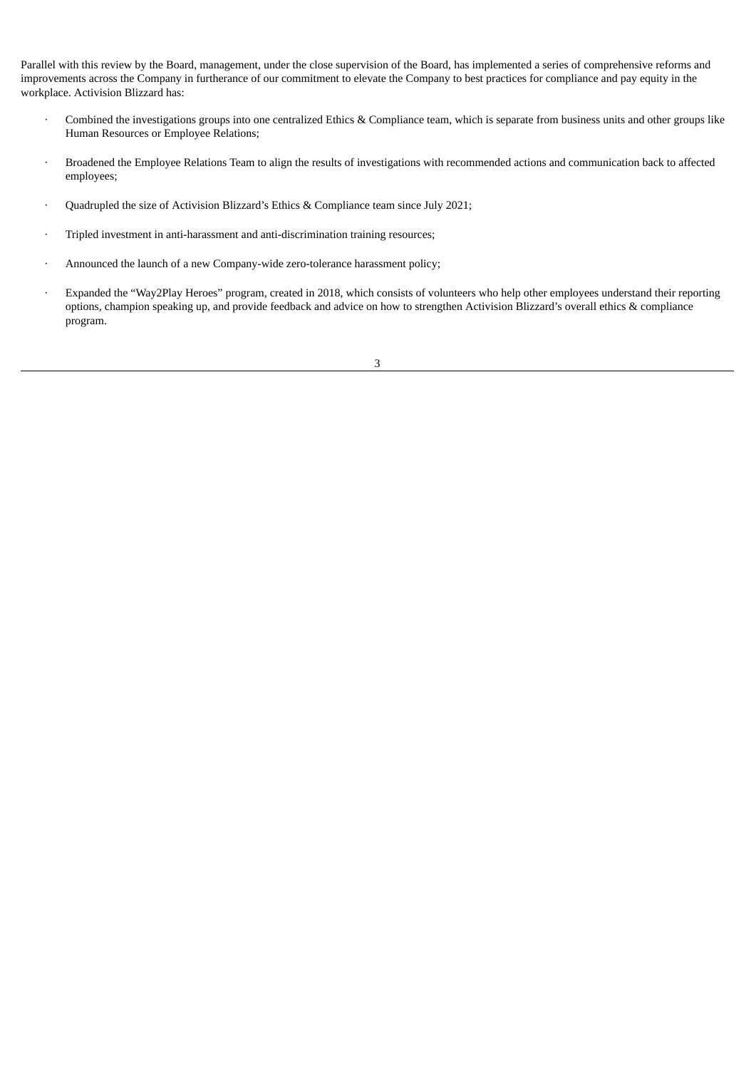Parallel with this review by the Board, management, under the close supervision of the Board, has implemented a series of comprehensive reforms and improvements across the Company in furtherance of our commitment to elevate the Company to best practices for compliance and pay equity in the workplace. Activision Blizzard has:

- Combined the investigations groups into one centralized Ethics & Compliance team, which is separate from business units and other groups like Human Resources or Employee Relations;
- Broadened the Employee Relations Team to align the results of investigations with recommended actions and communication back to affected employees;
- Quadrupled the size of Activision Blizzard's Ethics & Compliance team since July 2021;
- Tripled investment in anti-harassment and anti-discrimination training resources;
- Announced the launch of a new Company-wide zero-tolerance harassment policy;
- Expanded the "Way2Play Heroes" program, created in 2018, which consists of volunteers who help other employees understand their reporting options, champion speaking up, and provide feedback and advice on how to strengthen Activision Blizzard's overall ethics & compliance program.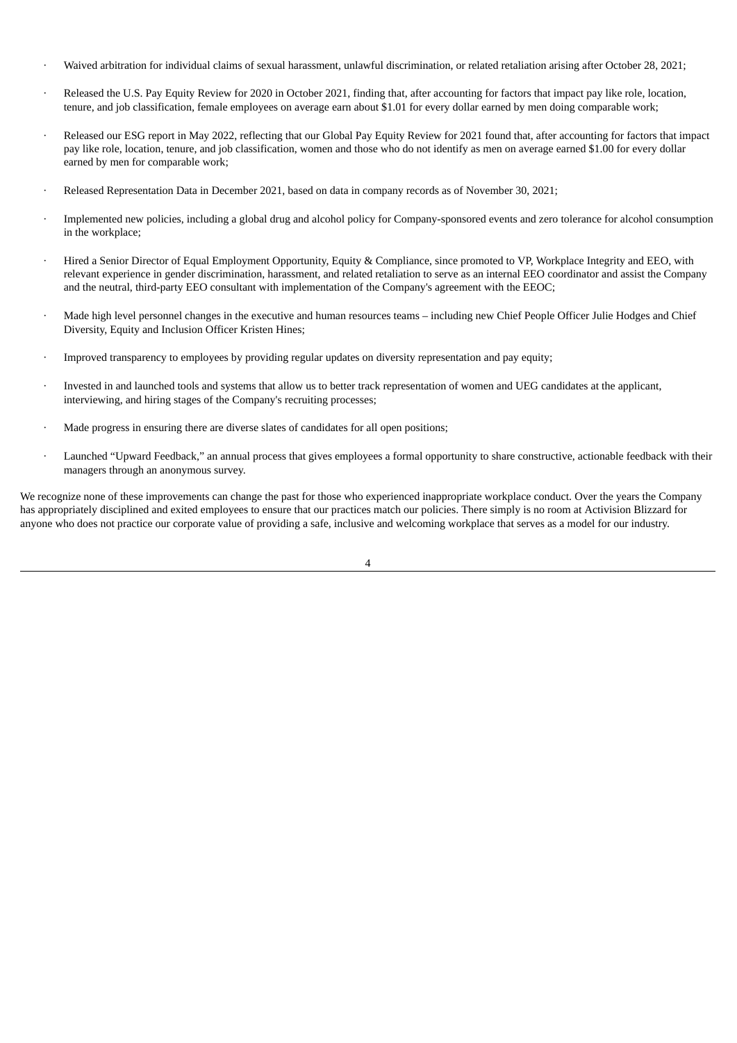- Waived arbitration for individual claims of sexual harassment, unlawful discrimination, or related retaliation arising after October 28, 2021;
- Released the U.S. Pay Equity Review for 2020 in October 2021, finding that, after accounting for factors that impact pay like role, location, tenure, and job classification, female employees on average earn about $1.01 for every dollar earned by men doing comparable work;
- Released our ESG report in May 2022, reflecting that our Global Pay Equity Review for 2021 found that, after accounting for factors that impact pay like role, location, tenure, and job classification, women and those who do not identify as men on average earned $1.00 for every dollar earned by men for comparable work;
- Released Representation Data in December 2021, based on data in company records as of November 30, 2021;
- Implemented new policies, including a global drug and alcohol policy for Company-sponsored events and zero tolerance for alcohol consumption in the workplace;
- Hired a Senior Director of Equal Employment Opportunity, Equity & Compliance, since promoted to VP, Workplace Integrity and EEO, with relevant experience in gender discrimination, harassment, and related retaliation to serve as an internal EEO coordinator and assist the Company and the neutral, third-party EEO consultant with implementation of the Company's agreement with the EEOC;
- Made high level personnel changes in the executive and human resources teams – including new Chief People Officer Julie Hodges and Chief Diversity, Equity and Inclusion Officer Kristen Hines;
- Improved transparency to employees by providing regular updates on diversity representation and pay equity;
- Invested in and launched tools and systems that allow us to better track representation of women and UEG candidates at the applicant, interviewing, and hiring stages of the Company's recruiting processes;
- Made progress in ensuring there are diverse slates of candidates for all open positions;
- Launched "Upward Feedback," an annual process that gives employees a formal opportunity to share constructive, actionable feedback with their managers through an anonymous survey.

We recognize none of these improvements can change the past for those who experienced inappropriate workplace conduct. Over the years the Company has appropriately disciplined and exited employees to ensure that our practices match our policies. There simply is no room at Activision Blizzard for anyone who does not practice our corporate value of providing a safe, inclusive and welcoming workplace that serves as a model for our industry.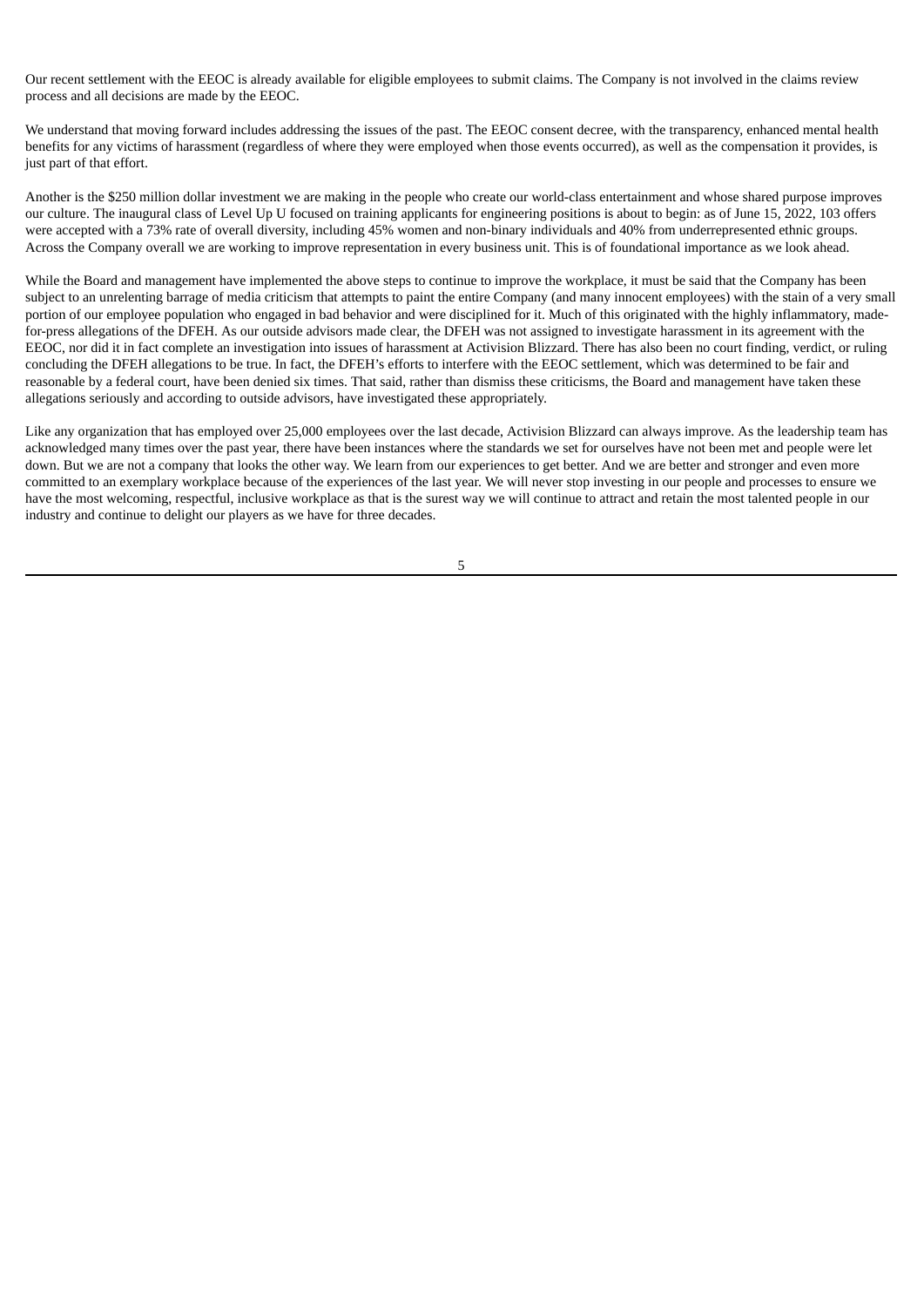Our recent settlement with the EEOC is already available for eligible employees to submit claims. The Company is not involved in the claims review process and all decisions are made by the EEOC.

We understand that moving forward includes addressing the issues of the past. The EEOC consent decree, with the transparency, enhanced mental health benefits for any victims of harassment (regardless of where they were employed when those events occurred), as well as the compensation it provides, is just part of that effort.

Another is the $250 million dollar investment we are making in the people who create our world-class entertainment and whose shared purpose improves our culture. The inaugural class of Level Up U focused on training applicants for engineering positions is about to begin: as of June 15, 2022, 103 offers were accepted with a 73% rate of overall diversity, including 45% women and non-binary individuals and 40% from underrepresented ethnic groups. Across the Company overall we are working to improve representation in every business unit. This is of foundational importance as we look ahead.

While the Board and management have implemented the above steps to continue to improve the workplace, it must be said that the Company has been subject to an unrelenting barrage of media criticism that attempts to paint the entire Company (and many innocent employees) with the stain of a very small portion of our employee population who engaged in bad behavior and were disciplined for it. Much of this originated with the highly inflammatory, made-for-press allegations of the DFEH. As our outside advisors made clear, the DFEH was not assigned to investigate harassment in its agreement with the EEOC, nor did it in fact complete an investigation into issues of harassment at Activision Blizzard. There has also been no court finding, verdict, or ruling concluding the DFEH allegations to be true. In fact, the DFEH's efforts to interfere with the EEOC settlement, which was determined to be fair and reasonable by a federal court, have been denied six times. That said, rather than dismiss these criticisms, the Board and management have taken these allegations seriously and according to outside advisors, have investigated these appropriately.

Like any organization that has employed over 25,000 employees over the last decade, Activision Blizzard can always improve. As the leadership team has acknowledged many times over the past year, there have been instances where the standards we set for ourselves have not been met and people were let down. But we are not a company that looks the other way. We learn from our experiences to get better. And we are better and stronger and even more committed to an exemplary workplace because of the experiences of the last year. We will never stop investing in our people and processes to ensure we have the most welcoming, respectful, inclusive workplace as that is the surest way we will continue to attract and retain the most talented people in our industry and continue to delight our players as we have for three decades.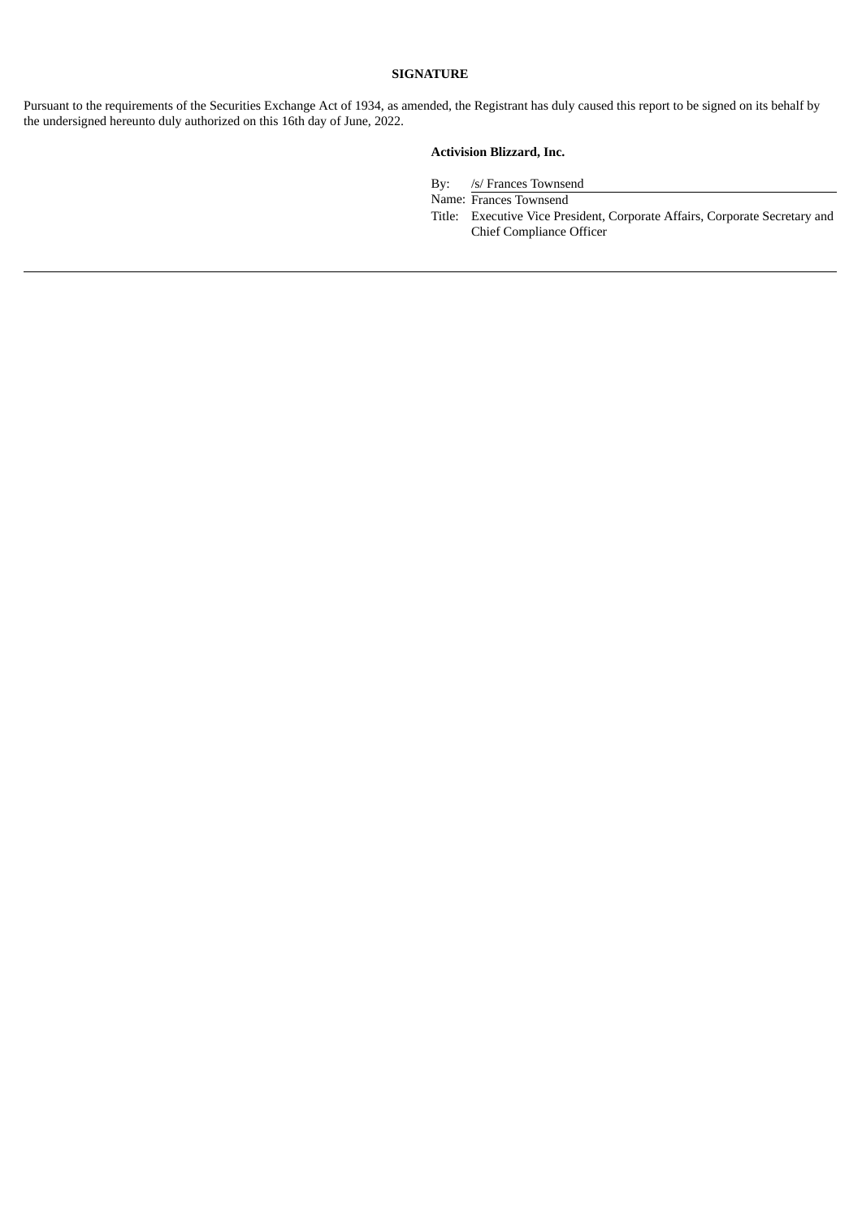**SIGNATURE**

Pursuant to the requirements of the Securities Exchange Act of 1934, as amended, the Registrant has duly caused this report to be signed on its behalf by the undersigned hereunto duly authorized on this 16th day of June, 2022.

**Activision Blizzard, Inc.**

By: /s/ Frances Townsend

Name: Frances Townsend

Title: Executive Vice President, Corporate Affairs, Corporate Secretary and Chief Compliance Officer